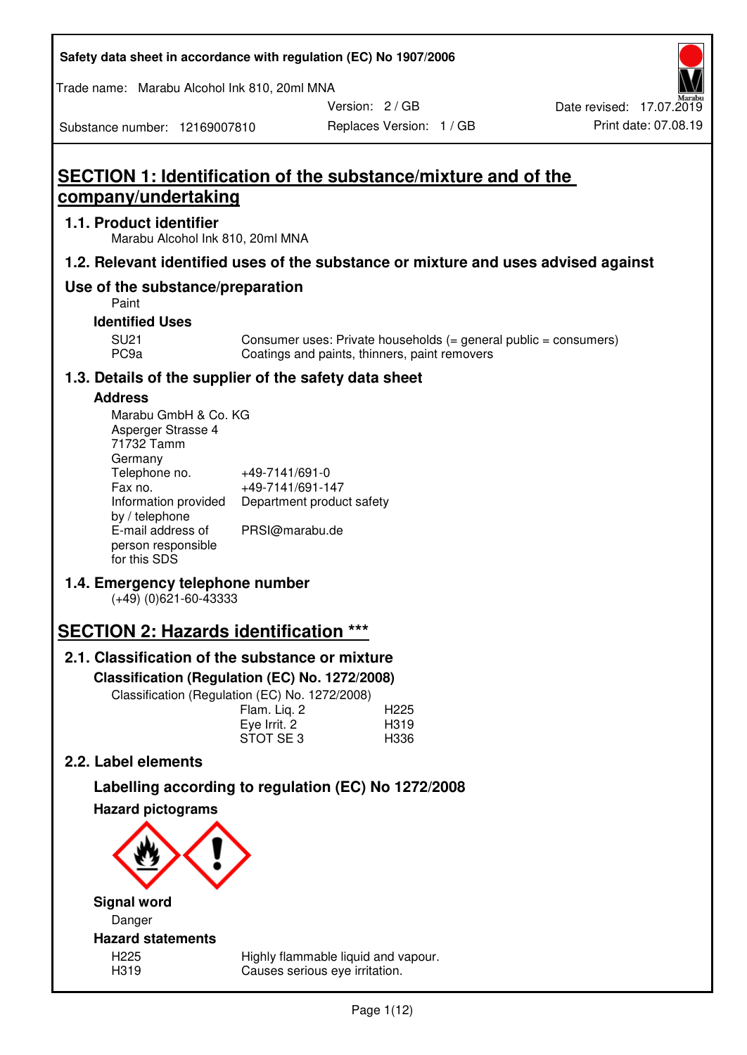Safety data sheet in accordance with regulation (EC) No 1907/2006

Trade name: Marabu Alcohol Ink 810, 20ml MNA

Version: 2 / GB
Date revised: 17.07.2019

Substance number: 12169007810
Replaces Version: 1 / GB
Print date: 07.08.19

# SECTION 1: Identification of the substance/mixture and of the company/undertaking

## 1.1. Product identifier

Marabu Alcohol Ink 810, 20ml MNA

## 1.2. Relevant identified uses of the substance or mixture and uses advised against

### Use of the substance/preparation

Paint

**Identified Uses**

| | |
|---|---|
| SU21 | Consumer uses: Private households (= general public = consumers) |
| PC9a | Coatings and paints, thinners, paint removers |

## 1.3. Details of the supplier of the safety data sheet

**Address**

Marabu GmbH & Co. KG
Asperger Strasse 4
71732 Tamm
Germany

| | |
|---|---|
| Telephone no. | +49-7141/691-0 |
| Fax no. | +49-7141/691-147 |
| Information provided by / telephone | Department product safety |
| E-mail address of person responsible for this SDS | PRSI@marabu.de |

## 1.4. Emergency telephone number

(+49) (0)621-60-43333

# SECTION 2: Hazards identification ***

## 2.1. Classification of the substance or mixture

**Classification (Regulation (EC) No. 1272/2008)**

Classification (Regulation (EC) No. 1272/2008)

| | |
|---|---|
| Flam. Liq. 2 | H225 |
| Eye Irrit. 2 | H319 |
| STOT SE 3 | H336 |

## 2.2. Label elements

### Labelling according to regulation (EC) No 1272/2008

**Hazard pictograms**

**Signal word**

Danger

**Hazard statements**

| | |
|---|---|
| H225 | Highly flammable liquid and vapour. |
| H319 | Causes serious eye irritation. |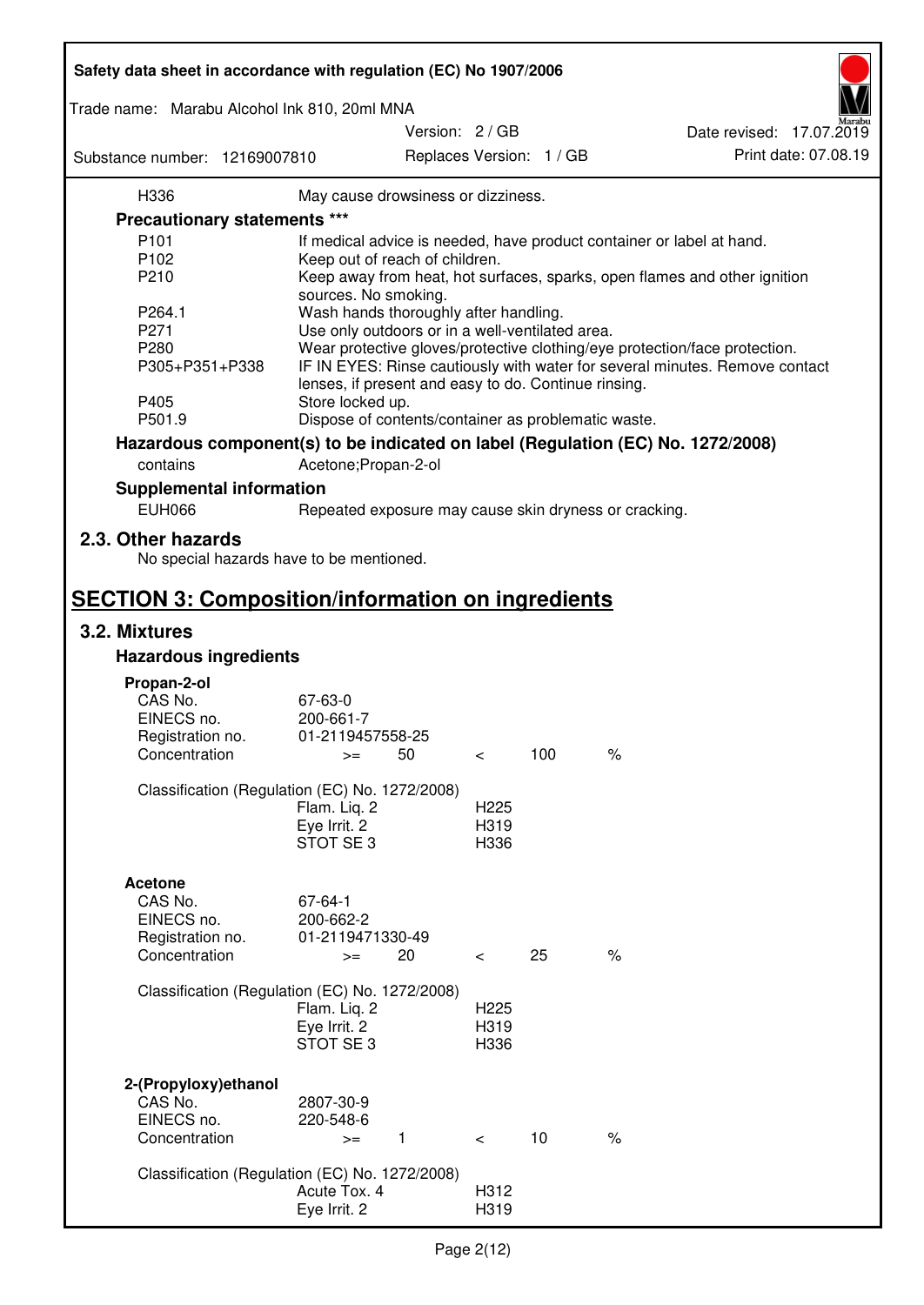| | |
|---|---|
| H336 | May cause drowsiness or dizziness. |

**Precautionary statements \*\*\***

| | |
|---|---|
| P101 | If medical advice is needed, have product container or label at hand. |
| P102 | Keep out of reach of children. |
| P210 | Keep away from heat, hot surfaces, sparks, open flames and other ignition sources. No smoking. |
| P264.1 | Wash hands thoroughly after handling. |
| P271 | Use only outdoors or in a well-ventilated area. |
| P280 | Wear protective gloves/protective clothing/eye protection/face protection. |
| P305+P351+P338 | IF IN EYES: Rinse cautiously with water for several minutes. Remove contact lenses, if present and easy to do. Continue rinsing. |
| P405 | Store locked up. |
| P501.9 | Dispose of contents/container as problematic waste. |

**Hazardous component(s) to be indicated on label (Regulation (EC) No. 1272/2008)**

| | |
|---|---|
| contains | Acetone;Propan-2-ol |

**Supplemental information**

| | |
|---|---|
| EUH066 | Repeated exposure may cause skin dryness or cracking. |

## 2.3. Other hazards

No special hazards have to be mentioned.

# SECTION 3: Composition/information on ingredients

## 3.2. Mixtures

### Hazardous ingredients

**Propan-2-ol**

| | | | | | |
|---|---|---|---|---|---|
| CAS No. | 67-63-0 | | | | |
| EINECS no. | 200-661-7 | | | | |
| Registration no. | 01-2119457558-25 | | | | |
| Concentration | >= | 50 | < | 100 | % |

Classification (Regulation (EC) No. 1272/2008)

| | |
|---|---|
| Flam. Liq. 2 | H225 |
| Eye Irrit. 2 | H319 |
| STOT SE 3 | H336 |

**Acetone**

| | | | | | |
|---|---|---|---|---|---|
| CAS No. | 67-64-1 | | | | |
| EINECS no. | 200-662-2 | | | | |
| Registration no. | 01-2119471330-49 | | | | |
| Concentration | >= | 20 | < | 25 | % |

Classification (Regulation (EC) No. 1272/2008)

| | |
|---|---|
| Flam. Liq. 2 | H225 |
| Eye Irrit. 2 | H319 |
| STOT SE 3 | H336 |

**2-(Propyloxy)ethanol**

| | | | | | |
|---|---|---|---|---|---|
| CAS No. | 2807-30-9 | | | | |
| EINECS no. | 220-548-6 | | | | |
| Concentration | >= | 1 | < | 10 | % |

Classification (Regulation (EC) No. 1272/2008)

| | |
|---|---|
| Acute Tox. 4 | H312 |
| Eye Irrit. 2 | H319 |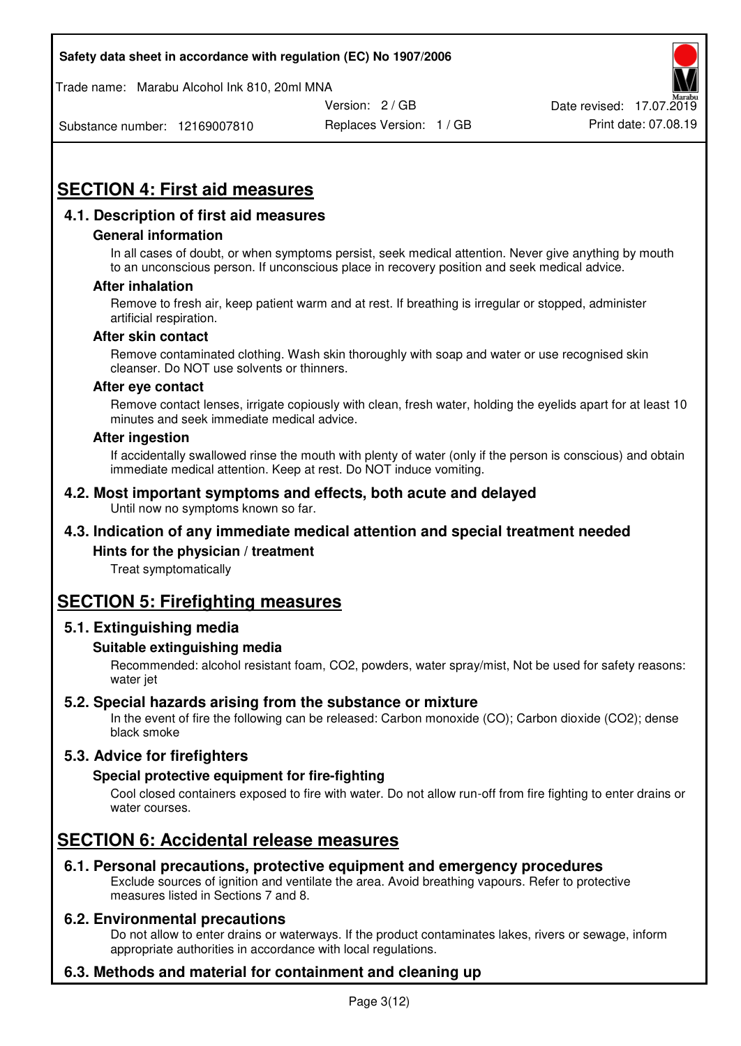# SECTION 4: First aid measures

## 4.1. Description of first aid measures

### General information

In all cases of doubt, or when symptoms persist, seek medical attention. Never give anything by mouth to an unconscious person. If unconscious place in recovery position and seek medical advice.

### After inhalation

Remove to fresh air, keep patient warm and at rest. If breathing is irregular or stopped, administer artificial respiration.

### After skin contact

Remove contaminated clothing. Wash skin thoroughly with soap and water or use recognised skin cleanser. Do NOT use solvents or thinners.

### After eye contact

Remove contact lenses, irrigate copiously with clean, fresh water, holding the eyelids apart for at least 10 minutes and seek immediate medical advice.

### After ingestion

If accidentally swallowed rinse the mouth with plenty of water (only if the person is conscious) and obtain immediate medical attention. Keep at rest. Do NOT induce vomiting.

## 4.2. Most important symptoms and effects, both acute and delayed

Until now no symptoms known so far.

## 4.3. Indication of any immediate medical attention and special treatment needed

### Hints for the physician / treatment

Treat symptomatically

# SECTION 5: Firefighting measures

## 5.1. Extinguishing media

### Suitable extinguishing media

Recommended: alcohol resistant foam, $CO_2$, powders, water spray/mist, Not be used for safety reasons: water jet

## 5.2. Special hazards arising from the substance or mixture

In the event of fire the following can be released: Carbon monoxide (CO); Carbon dioxide ($CO_2$); dense black smoke

## 5.3. Advice for firefighters

### Special protective equipment for fire-fighting

Cool closed containers exposed to fire with water. Do not allow run-off from fire fighting to enter drains or water courses.

# SECTION 6: Accidental release measures

## 6.1. Personal precautions, protective equipment and emergency procedures

Exclude sources of ignition and ventilate the area. Avoid breathing vapours. Refer to protective measures listed in Sections 7 and 8.

## 6.2. Environmental precautions

Do not allow to enter drains or waterways. If the product contaminates lakes, rivers or sewage, inform appropriate authorities in accordance with local regulations.

## 6.3. Methods and material for containment and cleaning up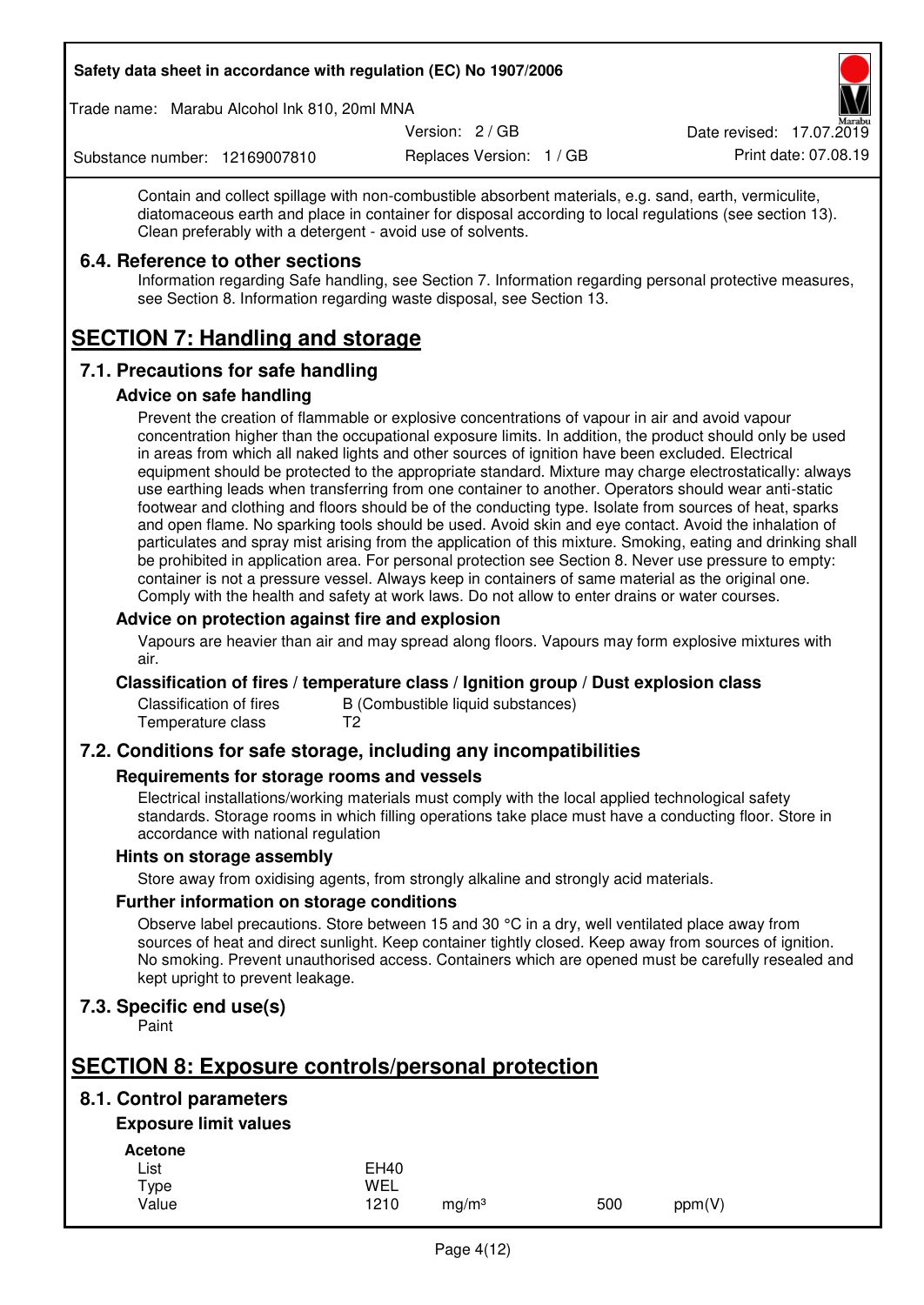Contain and collect spillage with non-combustible absorbent materials, e.g. sand, earth, vermiculite, diatomaceous earth and place in container for disposal according to local regulations (see section 13). Clean preferably with a detergent - avoid use of solvents.

### 6.4. Reference to other sections

Information regarding Safe handling, see Section 7. Information regarding personal protective measures, see Section 8. Information regarding waste disposal, see Section 13.

## SECTION 7: Handling and storage

### 7.1. Precautions for safe handling

#### Advice on safe handling

Prevent the creation of flammable or explosive concentrations of vapour in air and avoid vapour concentration higher than the occupational exposure limits. In addition, the product should only be used in areas from which all naked lights and other sources of ignition have been excluded. Electrical equipment should be protected to the appropriate standard. Mixture may charge electrostatically: always use earthing leads when transferring from one container to another. Operators should wear anti-static footwear and clothing and floors should be of the conducting type. Isolate from sources of heat, sparks and open flame. No sparking tools should be used. Avoid skin and eye contact. Avoid the inhalation of particulates and spray mist arising from the application of this mixture. Smoking, eating and drinking shall be prohibited in application area. For personal protection see Section 8. Never use pressure to empty: container is not a pressure vessel. Always keep in containers of same material as the original one. Comply with the health and safety at work laws. Do not allow to enter drains or water courses.

#### Advice on protection against fire and explosion

Vapours are heavier than air and may spread along floors. Vapours may form explosive mixtures with air.

#### Classification of fires / temperature class / Ignition group / Dust explosion class

| | |
|---|---|
| Classification of fires | B (Combustible liquid substances) |
| Temperature class | T2 |

### 7.2. Conditions for safe storage, including any incompatibilities

#### Requirements for storage rooms and vessels

Electrical installations/working materials must comply with the local applied technological safety standards. Storage rooms in which filling operations take place must have a conducting floor. Store in accordance with national regulation

#### Hints on storage assembly

Store away from oxidising agents, from strongly alkaline and strongly acid materials.

#### Further information on storage conditions

Observe label precautions. Store between 15 and 30 °C in a dry, well ventilated place away from sources of heat and direct sunlight. Keep container tightly closed. Keep away from sources of ignition. No smoking. Prevent unauthorised access. Containers which are opened must be carefully resealed and kept upright to prevent leakage.

### 7.3. Specific end use(s)

Paint

## SECTION 8: Exposure controls/personal protection

### 8.1. Control parameters

#### Exposure limit values

**Acetone**

| | | | | |
|---|---|---|---|---|
| List | EH40 | | | |
| Type | WEL | | | |
| Value | 1210 | mg/m³ | 500 | ppm(V) |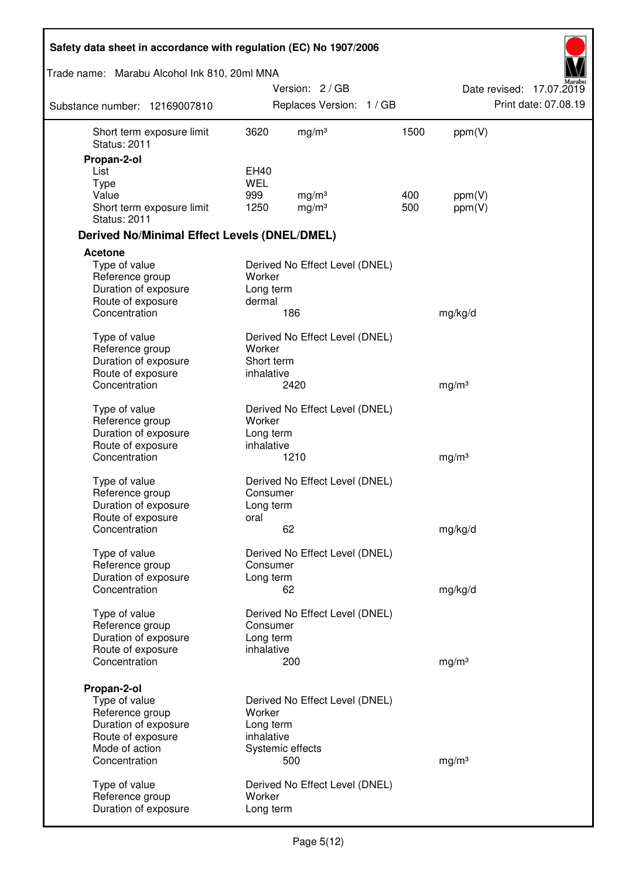| | | | | |
|---|---|---|---|---|
| Short term exposure limit | 3620 | mg/m³ | 1500 | ppm(V) |
| Status: 2011 | | | | |

**Propan-2-ol**

| | | | | |
|---|---|---|---|---|
| List | EH40 | | | |
| Type | WEL | | | |
| Value | 999 | mg/m³ | 400 | ppm(V) |
| Short term exposure limit | 1250 | mg/m³ | 500 | ppm(V) |
| Status: 2011 | | | | |

### Derived No/Minimal Effect Levels (DNEL/DMEL)

**Acetone**

| | | |
|---|---|---|
| Type of value | Derived No Effect Level (DNEL) | |
| Reference group | Worker | |
| Duration of exposure | Long term | |
| Route of exposure | dermal | |
| Concentration | 186 | mg/kg/d |

| | | |
|---|---|---|
| Type of value | Derived No Effect Level (DNEL) | |
| Reference group | Worker | |
| Duration of exposure | Short term | |
| Route of exposure | inhalative | |
| Concentration | 2420 | mg/m³ |

| | | |
|---|---|---|
| Type of value | Derived No Effect Level (DNEL) | |
| Reference group | Worker | |
| Duration of exposure | Long term | |
| Route of exposure | inhalative | |
| Concentration | 1210 | mg/m³ |

| | | |
|---|---|---|
| Type of value | Derived No Effect Level (DNEL) | |
| Reference group | Consumer | |
| Duration of exposure | Long term | |
| Route of exposure | oral | |
| Concentration | 62 | mg/kg/d |

| | | |
|---|---|---|
| Type of value | Derived No Effect Level (DNEL) | |
| Reference group | Consumer | |
| Duration of exposure | Long term | |
| Concentration | 62 | mg/kg/d |

| | | |
|---|---|---|
| Type of value | Derived No Effect Level (DNEL) | |
| Reference group | Consumer | |
| Duration of exposure | Long term | |
| Route of exposure | inhalative | |
| Concentration | 200 | mg/m³ |

**Propan-2-ol**

| | | |
|---|---|---|
| Type of value | Derived No Effect Level (DNEL) | |
| Reference group | Worker | |
| Duration of exposure | Long term | |
| Route of exposure | inhalative | |
| Mode of action | Systemic effects | |
| Concentration | 500 | mg/m³ |

| | |
|---|---|
| Type of value | Derived No Effect Level (DNEL) |
| Reference group | Worker |
| Duration of exposure | Long term |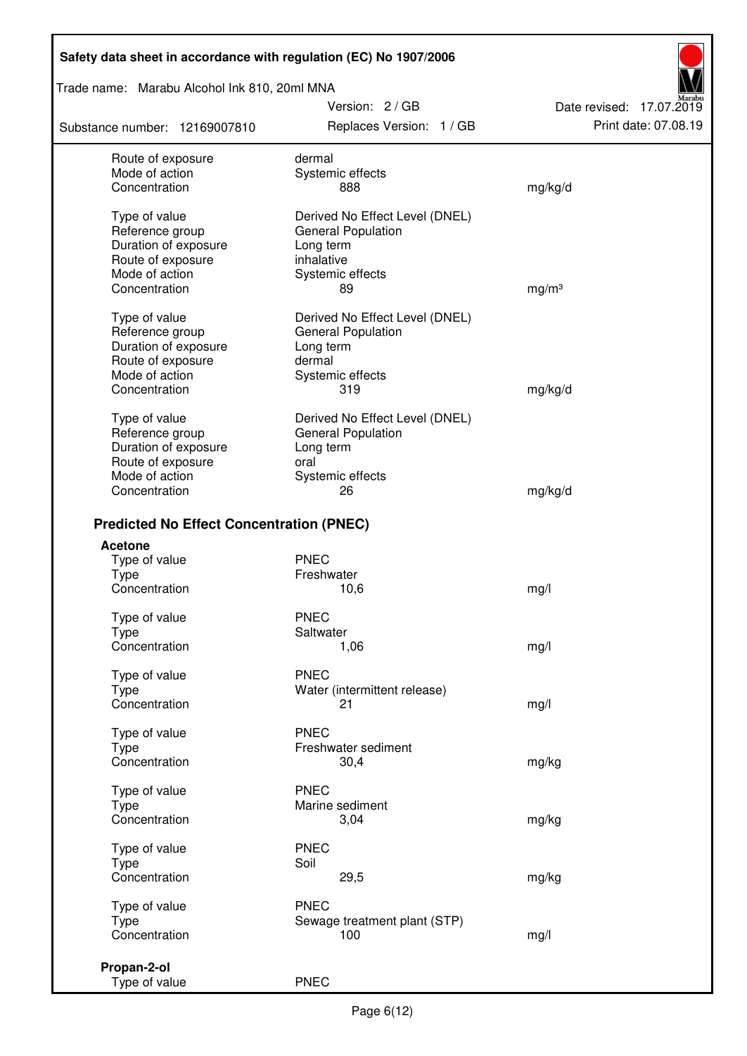| | | |
|---|---|---|
| Route of exposure | dermal | |
| Mode of action | Systemic effects | |
| Concentration | 888 | mg/kg/d |

| | | |
|---|---|---|
| Type of value | Derived No Effect Level (DNEL) | |
| Reference group | General Population | |
| Duration of exposure | Long term | |
| Route of exposure | inhalative | |
| Mode of action | Systemic effects | |
| Concentration | 89 | mg/m³ |

| | | |
|---|---|---|
| Type of value | Derived No Effect Level (DNEL) | |
| Reference group | General Population | |
| Duration of exposure | Long term | |
| Route of exposure | dermal | |
| Mode of action | Systemic effects | |
| Concentration | 319 | mg/kg/d |

| | | |
|---|---|---|
| Type of value | Derived No Effect Level (DNEL) | |
| Reference group | General Population | |
| Duration of exposure | Long term | |
| Route of exposure | oral | |
| Mode of action | Systemic effects | |
| Concentration | 26 | mg/kg/d |

## Predicted No Effect Concentration (PNEC)

**Acetone**

| | | |
|---|---|---|
| Type of value | PNEC | |
| Type | Freshwater | |
| Concentration | 10,6 | mg/l |

| | | |
|---|---|---|
| Type of value | PNEC | |
| Type | Saltwater | |
| Concentration | 1,06 | mg/l |

| | | |
|---|---|---|
| Type of value | PNEC | |
| Type | Water (intermittent release) | |
| Concentration | 21 | mg/l |

| | | |
|---|---|---|
| Type of value | PNEC | |
| Type | Freshwater sediment | |
| Concentration | 30,4 | mg/kg |

| | | |
|---|---|---|
| Type of value | PNEC | |
| Type | Marine sediment | |
| Concentration | 3,04 | mg/kg |

| | | |
|---|---|---|
| Type of value | PNEC | |
| Type | Soil | |
| Concentration | 29,5 | mg/kg |

| | | |
|---|---|---|
| Type of value | PNEC | |
| Type | Sewage treatment plant (STP) | |
| Concentration | 100 | mg/l |

**Propan-2-ol**

| | |
|---|---|
| Type of value | PNEC |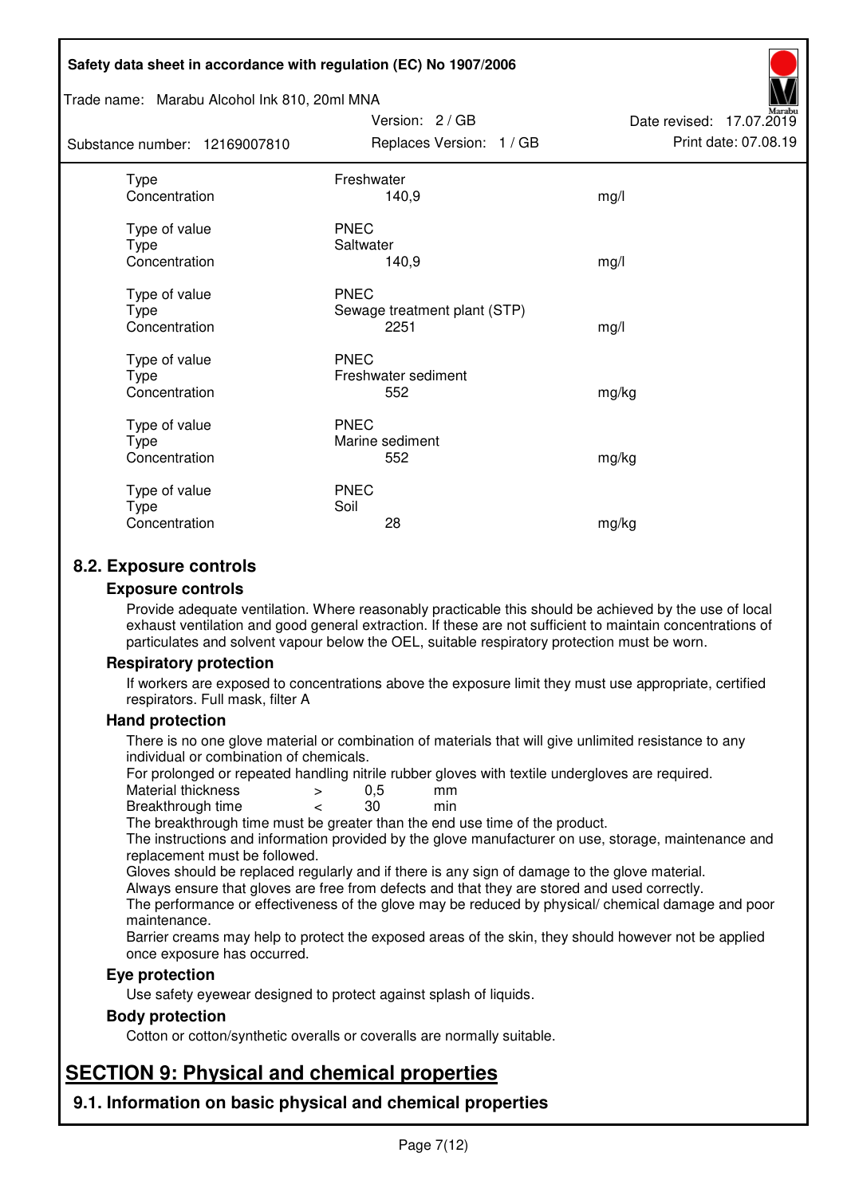| | | |
|---|---|---|
| Type | Freshwater | |
| Concentration | 140,9 | mg/l |
| | | |
| Type of value | PNEC | |
| Type | Saltwater | |
| Concentration | 140,9 | mg/l |
| | | |
| Type of value | PNEC | |
| Type | Sewage treatment plant (STP) | |
| Concentration | 2251 | mg/l |
| | | |
| Type of value | PNEC | |
| Type | Freshwater sediment | |
| Concentration | 552 | mg/kg |
| | | |
| Type of value | PNEC | |
| Type | Marine sediment | |
| Concentration | 552 | mg/kg |
| | | |
| Type of value | PNEC | |
| Type | Soil | |
| Concentration | 28 | mg/kg |

## 8.2. Exposure controls

### Exposure controls

Provide adequate ventilation. Where reasonably practicable this should be achieved by the use of local exhaust ventilation and good general extraction. If these are not sufficient to maintain concentrations of particulates and solvent vapour below the OEL, suitable respiratory protection must be worn.

### Respiratory protection

If workers are exposed to concentrations above the exposure limit they must use appropriate, certified respirators. Full mask, filter A

### Hand protection

There is no one glove material or combination of materials that will give unlimited resistance to any individual or combination of chemicals.
For prolonged or repeated handling nitrile rubber gloves with textile undergloves are required.

| | | | |
|---|---|---|---|
| Material thickness | > | 0,5 | mm |
| Breakthrough time | < | 30 | min |

The breakthrough time must be greater than the end use time of the product.
The instructions and information provided by the glove manufacturer on use, storage, maintenance and replacement must be followed.
Gloves should be replaced regularly and if there is any sign of damage to the glove material.
Always ensure that gloves are free from defects and that they are stored and used correctly.
The performance or effectiveness of the glove may be reduced by physical/ chemical damage and poor maintenance.
Barrier creams may help to protect the exposed areas of the skin, they should however not be applied once exposure has occurred.

### Eye protection

Use safety eyewear designed to protect against splash of liquids.

### Body protection

Cotton or cotton/synthetic overalls or coveralls are normally suitable.

# SECTION 9: Physical and chemical properties

## 9.1. Information on basic physical and chemical properties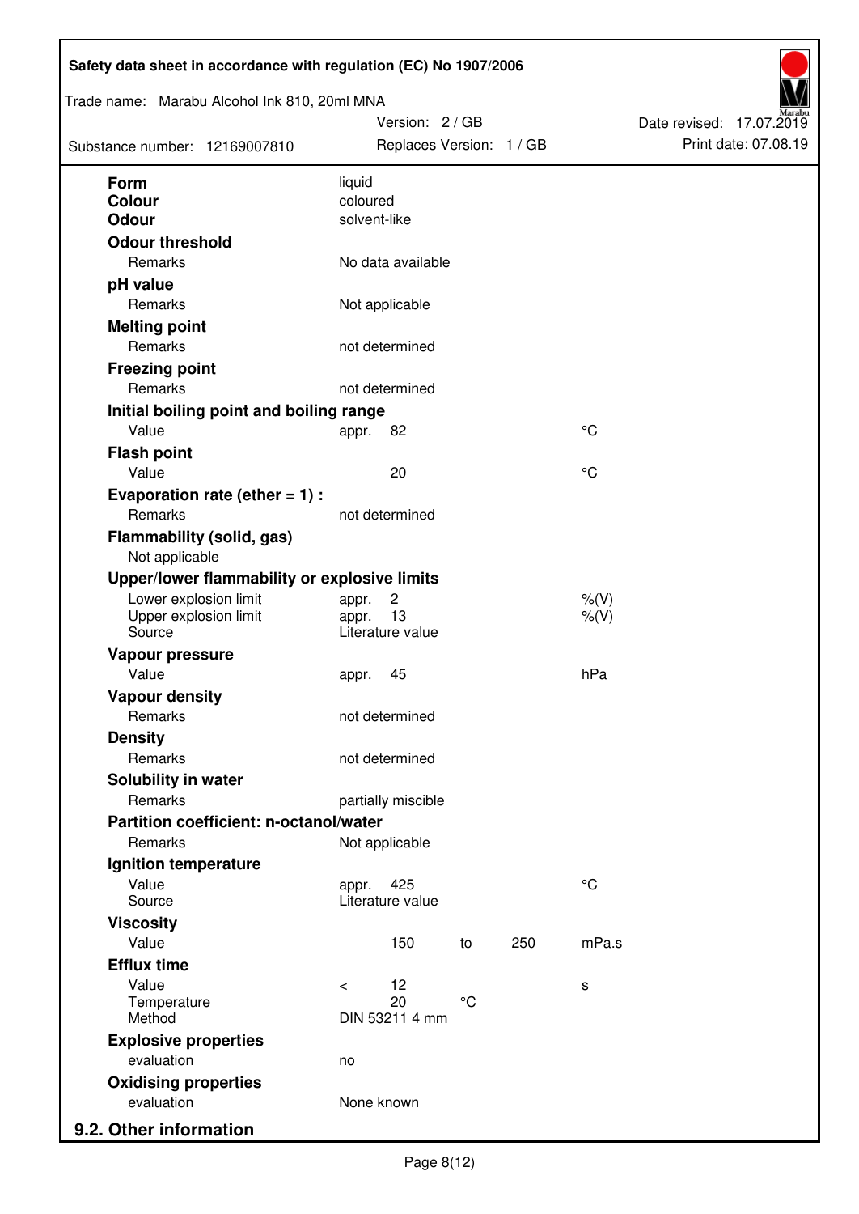| | | | | |
|---|---|---|---|---|
| **Form** | liquid | | | |
| **Colour** | coloured | | | |
| **Odour** | solvent-like | | | |
| **Odour threshold** | | | | |
| Remarks | No data available | | | |
| **pH value** | | | | |
| Remarks | Not applicable | | | |
| **Melting point** | | | | |
| Remarks | not determined | | | |
| **Freezing point** | | | | |
| Remarks | not determined | | | |
| **Initial boiling point and boiling range** | | | | |
| Value | appr. 82 | | | °C |
| **Flash point** | | | | |
| Value | 20 | | | °C |
| **Evaporation rate (ether = 1) :** | | | | |
| Remarks | not determined | | | |
| **Flammability (solid, gas)** | | | | |
| Not applicable | | | | |
| **Upper/lower flammability or explosive limits** | | | | |
| Lower explosion limit | appr. 2 | | | %(V) |
| Upper explosion limit | appr. 13 | | | %(V) |
| Source | Literature value | | | |
| **Vapour pressure** | | | | |
| Value | appr. 45 | | | hPa |
| **Vapour density** | | | | |
| Remarks | not determined | | | |
| **Density** | | | | |
| Remarks | not determined | | | |
| **Solubility in water** | | | | |
| Remarks | partially miscible | | | |
| **Partition coefficient: n-octanol/water** | | | | |
| Remarks | Not applicable | | | |
| **Ignition temperature** | | | | |
| Value | appr. 425 | | | °C |
| Source | Literature value | | | |
| **Viscosity** | | | | |
| Value | 150 | to | 250 | mPa.s |
| **Efflux time** | | | | |
| Value | < 12 | | | s |
| Temperature | 20 | °C | | |
| Method | DIN 53211 4 mm | | | |
| **Explosive properties** | | | | |
| evaluation | no | | | |
| **Oxidising properties** | | | | |
| evaluation | None known | | | |

## 9.2. Other information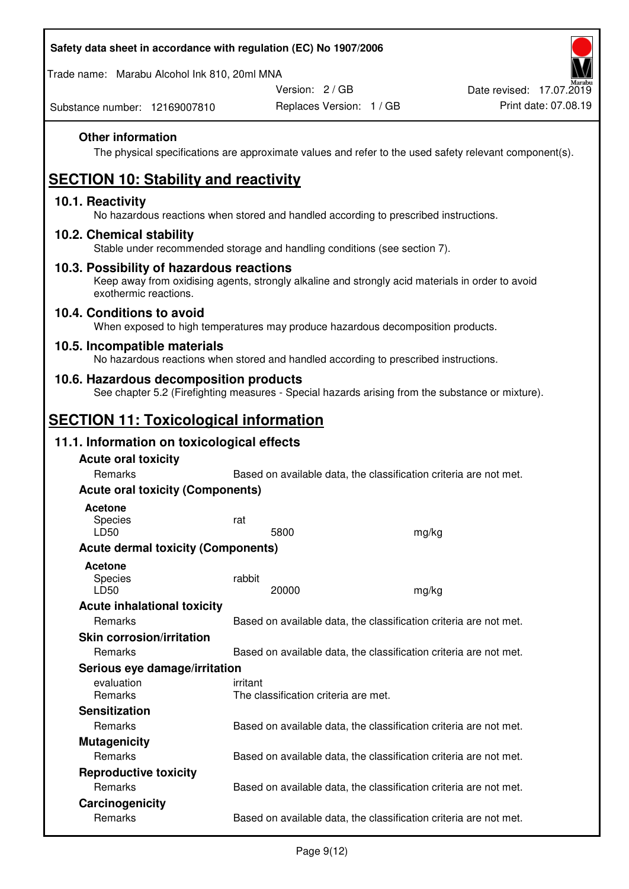### Other information

The physical specifications are approximate values and refer to the used safety relevant component(s).

## SECTION 10: Stability and reactivity

### 10.1. Reactivity

No hazardous reactions when stored and handled according to prescribed instructions.

### 10.2. Chemical stability

Stable under recommended storage and handling conditions (see section 7).

### 10.3. Possibility of hazardous reactions

Keep away from oxidising agents, strongly alkaline and strongly acid materials in order to avoid exothermic reactions.

### 10.4. Conditions to avoid

When exposed to high temperatures may produce hazardous decomposition products.

### 10.5. Incompatible materials

No hazardous reactions when stored and handled according to prescribed instructions.

### 10.6. Hazardous decomposition products

See chapter 5.2 (Firefighting measures - Special hazards arising from the substance or mixture).

## SECTION 11: Toxicological information

### 11.1. Information on toxicological effects

**Acute oral toxicity**

| | | |
|---|---|---|
| Remarks | Based on available data, the classification criteria are not met. | |

**Acute oral toxicity (Components)**

**Acetone**

| | | |
|---|---|---|
| Species | rat | |
| LD50 | 5800 | mg/kg |

**Acute dermal toxicity (Components)**

**Acetone**

| | | |
|---|---|---|
| Species | rabbit | |
| LD50 | 20000 | mg/kg |

**Acute inhalational toxicity**

| | |
|---|---|
| Remarks | Based on available data, the classification criteria are not met. |

**Skin corrosion/irritation**

| | |
|---|---|
| Remarks | Based on available data, the classification criteria are not met. |

**Serious eye damage/irritation**

| | |
|---|---|
| evaluation | irritant |
| Remarks | The classification criteria are met. |

**Sensitization**

| | |
|---|---|
| Remarks | Based on available data, the classification criteria are not met. |

**Mutagenicity**

| | |
|---|---|
| Remarks | Based on available data, the classification criteria are not met. |

**Reproductive toxicity**

| | |
|---|---|
| Remarks | Based on available data, the classification criteria are not met. |

**Carcinogenicity**

| | |
|---|---|
| Remarks | Based on available data, the classification criteria are not met. |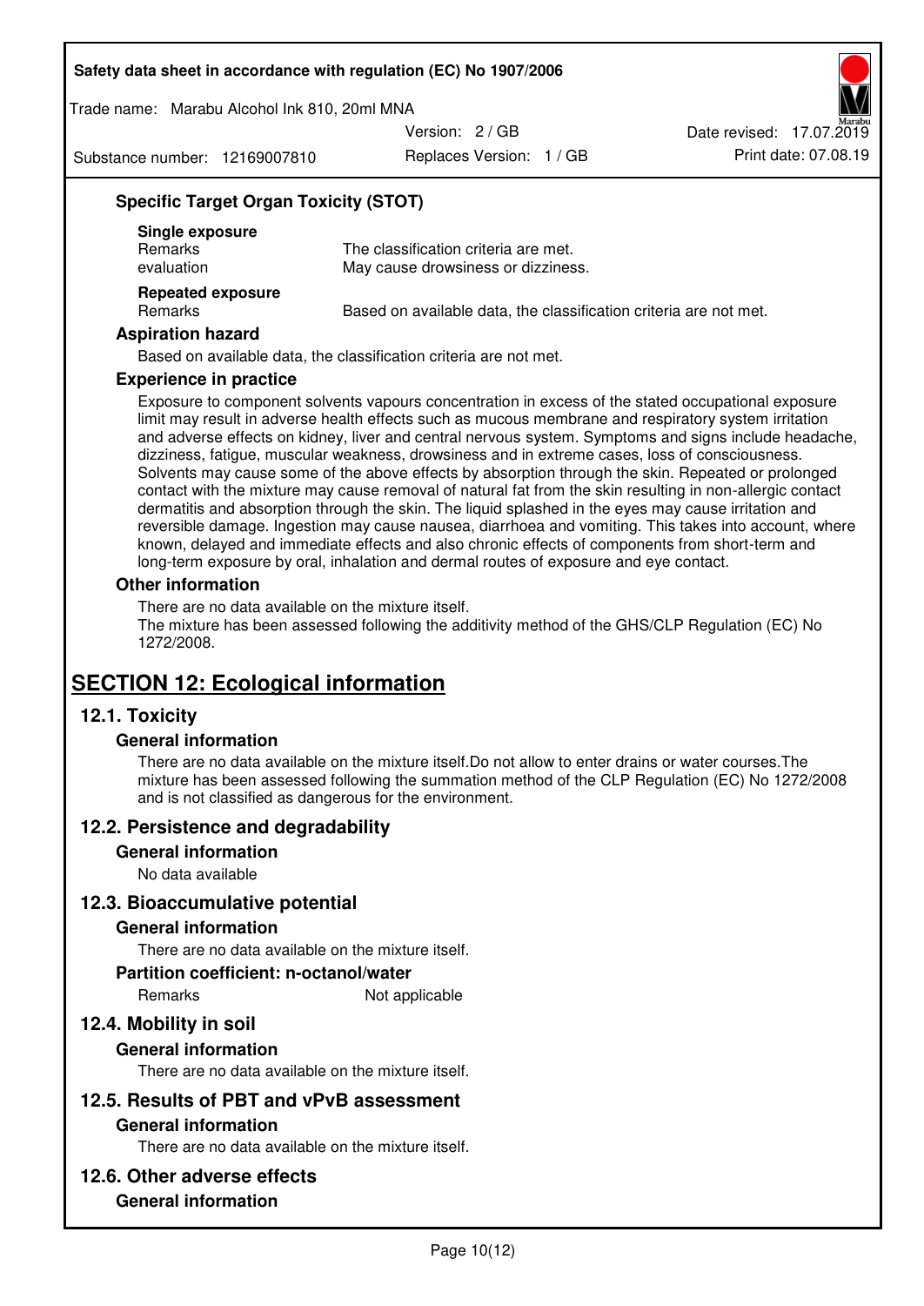### Specific Target Organ Toxicity (STOT)

**Single exposure**

| | |
|---|---|
| Remarks | The classification criteria are met. |
| evaluation | May cause drowsiness or dizziness. |

**Repeated exposure**

| | |
|---|---|
| Remarks | Based on available data, the classification criteria are not met. |

### Aspiration hazard

Based on available data, the classification criteria are not met.

### Experience in practice

Exposure to component solvents vapours concentration in excess of the stated occupational exposure limit may result in adverse health effects such as mucous membrane and respiratory system irritation and adverse effects on kidney, liver and central nervous system. Symptoms and signs include headache, dizziness, fatigue, muscular weakness, drowsiness and in extreme cases, loss of consciousness. Solvents may cause some of the above effects by absorption through the skin. Repeated or prolonged contact with the mixture may cause removal of natural fat from the skin resulting in non-allergic contact dermatitis and absorption through the skin. The liquid splashed in the eyes may cause irritation and reversible damage. Ingestion may cause nausea, diarrhoea and vomiting. This takes into account, where known, delayed and immediate effects and also chronic effects of components from short-term and long-term exposure by oral, inhalation and dermal routes of exposure and eye contact.

### Other information

There are no data available on the mixture itself.
The mixture has been assessed following the additivity method of the GHS/CLP Regulation (EC) No 1272/2008.

# SECTION 12: Ecological information

## 12.1. Toxicity

### General information

There are no data available on the mixture itself.Do not allow to enter drains or water courses.The mixture has been assessed following the summation method of the CLP Regulation (EC) No 1272/2008 and is not classified as dangerous for the environment.

## 12.2. Persistence and degradability

### General information

No data available

## 12.3. Bioaccumulative potential

### General information

There are no data available on the mixture itself.

### Partition coefficient: n-octanol/water

| | |
|---|---|
| Remarks | Not applicable |

## 12.4. Mobility in soil

### General information

There are no data available on the mixture itself.

## 12.5. Results of PBT and vPvB assessment

### General information

There are no data available on the mixture itself.

## 12.6. Other adverse effects

### General information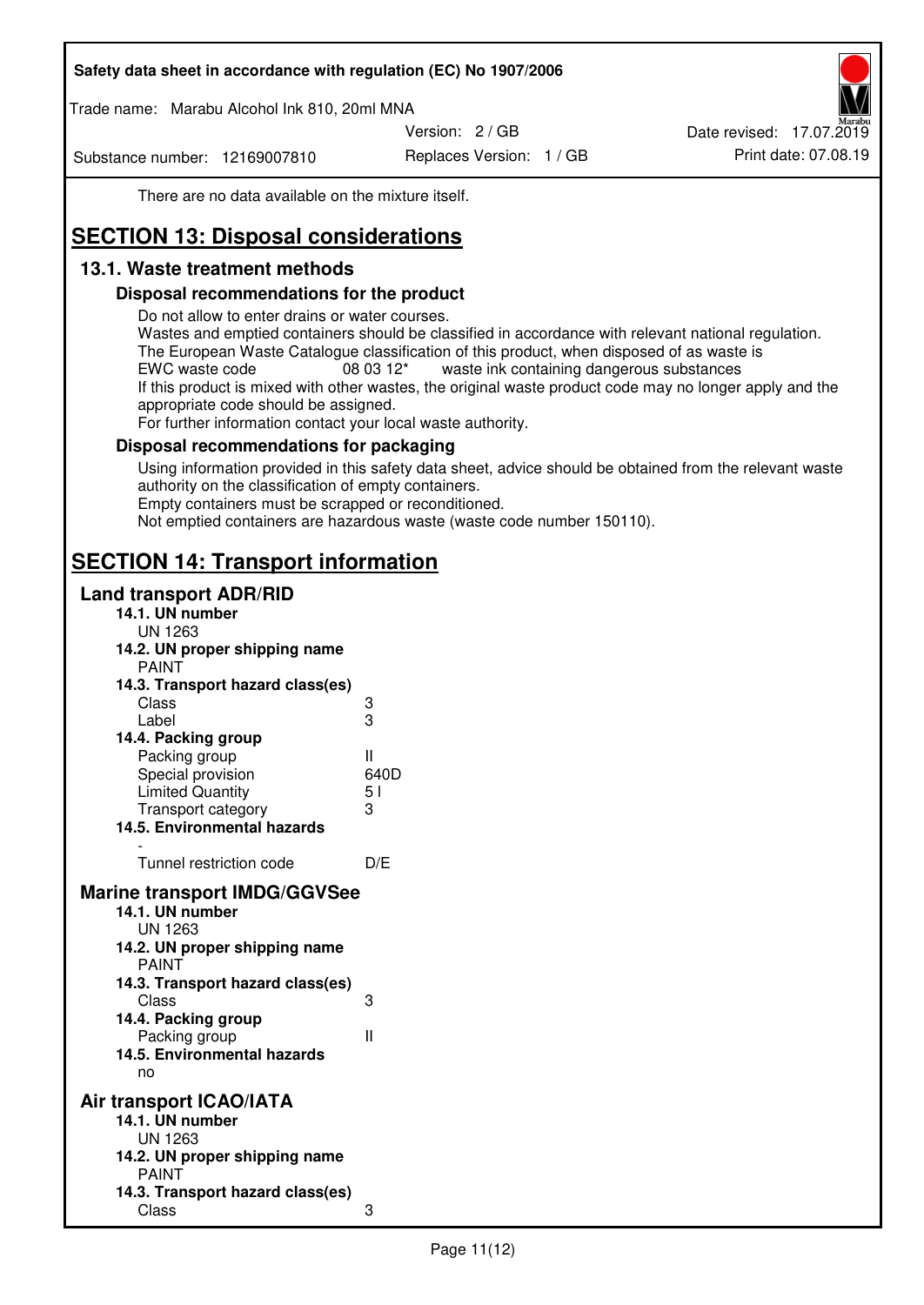There are no data available on the mixture itself.

# SECTION 13: Disposal considerations

## 13.1. Waste treatment methods

### Disposal recommendations for the product

Do not allow to enter drains or water courses.
Wastes and emptied containers should be classified in accordance with relevant national regulation.
The European Waste Catalogue classification of this product, when disposed of as waste is
EWC waste code 08 03 12* waste ink containing dangerous substances
If this product is mixed with other wastes, the original waste product code may no longer apply and the appropriate code should be assigned.
For further information contact your local waste authority.

### Disposal recommendations for packaging

Using information provided in this safety data sheet, advice should be obtained from the relevant waste authority on the classification of empty containers.
Empty containers must be scrapped or reconditioned.
Not emptied containers are hazardous waste (waste code number 150110).

# SECTION 14: Transport information

## Land transport ADR/RID

**14.1. UN number**
UN 1263

**14.2. UN proper shipping name**
PAINT

**14.3. Transport hazard class(es)**

| | |
|---|---|
| Class | 3 |
| Label | 3 |

**14.4. Packing group**

| | |
|---|---|
| Packing group | II |
| Special provision | 640D |
| Limited Quantity | 5 l |
| Transport category | 3 |

**14.5. Environmental hazards**
-

| | |
|---|---|
| Tunnel restriction code | D/E |

## Marine transport IMDG/GGVSee

**14.1. UN number**
UN 1263

**14.2. UN proper shipping name**
PAINT

**14.3. Transport hazard class(es)**

| | |
|---|---|
| Class | 3 |

**14.4. Packing group**

| | |
|---|---|
| Packing group | II |

**14.5. Environmental hazards**
no

## Air transport ICAO/IATA

**14.1. UN number**
UN 1263

**14.2. UN proper shipping name**
PAINT

**14.3. Transport hazard class(es)**

| | |
|---|---|
| Class | 3 |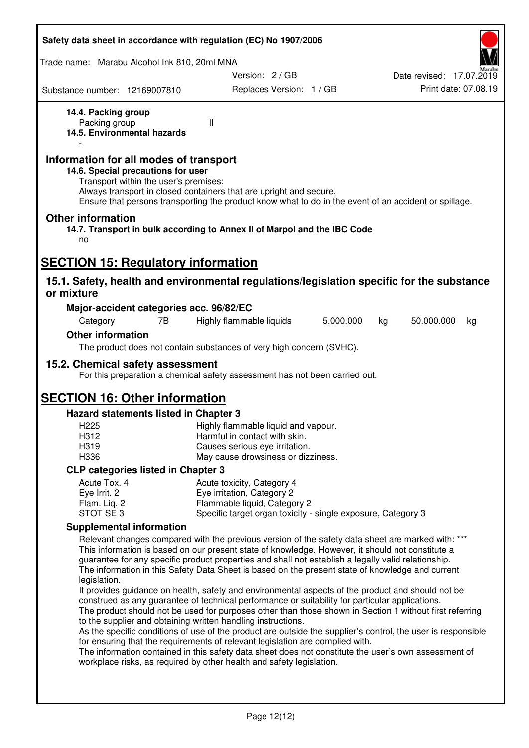### 14.4. Packing group

| | |
|---|---|
| Packing group | II |

### 14.5. Environmental hazards

-

## Information for all modes of transport

### 14.6. Special precautions for user

Transport within the user's premises:
Always transport in closed containers that are upright and secure.
Ensure that persons transporting the product know what to do in the event of an accident or spillage.

## Other information

### 14.7. Transport in bulk according to Annex II of Marpol and the IBC Code

no

# SECTION 15: Regulatory information

## 15.1. Safety, health and environmental regulations/legislation specific for the substance or mixture

### Major-accident categories acc. 96/82/EC

| | | | | | | |
|---|---|---|---|---|---|---|
| Category | 7B | Highly flammable liquids | 5.000.000 | kg | 50.000.000 | kg |

### Other information

The product does not contain substances of very high concern (SVHC).

## 15.2. Chemical safety assessment

For this preparation a chemical safety assessment has not been carried out.

# SECTION 16: Other information

### Hazard statements listed in Chapter 3

| | |
|---|---|
| H225 | Highly flammable liquid and vapour. |
| H312 | Harmful in contact with skin. |
| H319 | Causes serious eye irritation. |
| H336 | May cause drowsiness or dizziness. |

### CLP categories listed in Chapter 3

| | |
|---|---|
| Acute Tox. 4 | Acute toxicity, Category 4 |
| Eye Irrit. 2 | Eye irritation, Category 2 |
| Flam. Liq. 2 | Flammable liquid, Category 2 |
| STOT SE 3 | Specific target organ toxicity - single exposure, Category 3 |

### Supplemental information

Relevant changes compared with the previous version of the safety data sheet are marked with: ***
This information is based on our present state of knowledge. However, it should not constitute a guarantee for any specific product properties and shall not establish a legally valid relationship.
The information in this Safety Data Sheet is based on the present state of knowledge and current legislation.
It provides guidance on health, safety and environmental aspects of the product and should not be construed as any guarantee of technical performance or suitability for particular applications.
The product should not be used for purposes other than those shown in Section 1 without first referring to the supplier and obtaining written handling instructions.
As the specific conditions of use of the product are outside the supplier's control, the user is responsible for ensuring that the requirements of relevant legislation are complied with.
The information contained in this safety data sheet does not constitute the user's own assessment of workplace risks, as required by other health and safety legislation.